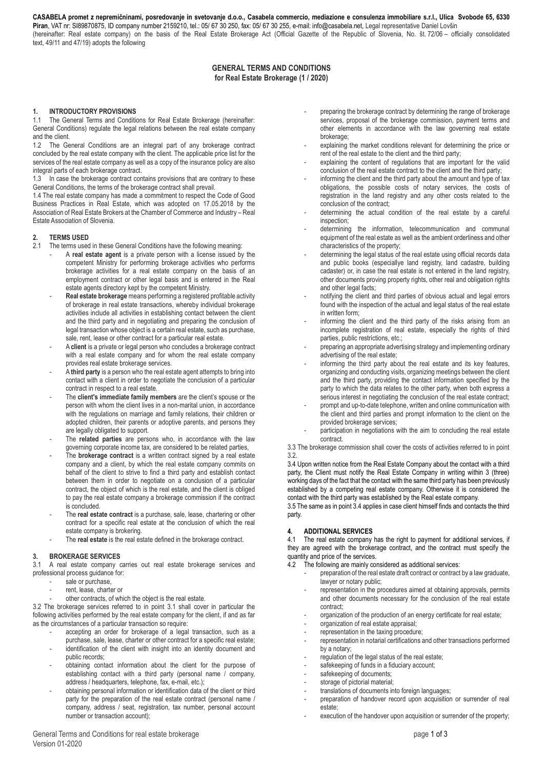**CASABELA promet z nepremičninami, posredovanje in svetovanje d.o.o., Casabela commercio, mediazione e consulenza immobiliare s.r.l., Ulica Svobode 65, 6330 Piran**, VAT nr: SI89870875, ID company number 2159210, tel.: 05/ 67 30 250, fax: 05/ 67 30 255, e-mail: info@casabela.net, Legal representative Daniel Lovšin (hereinafter: Real estate company) on the basis of the Real Estate Brokerage Act (Official Gazette of the Republic of Slovenia, No. št. 72/06 – officially consolidated text, 49/11 and 47/19) adopts the following

# GENERAL TERMS AND CONDITIONS
## for Real Estate Brokerage (1 / 2020)

### 1. INTRODUCTORY PROVISIONS

1.1 The General Terms and Conditions for Real Estate Brokerage (hereinafter: General Conditions) regulate the legal relations between the real estate company and the client.

1.2 The General Conditions are an integral part of any brokerage contract concluded by the real estate company with the client. The applicable price list for the services of the real estate company as well as a copy of the insurance policy are also integral parts of each brokerage contract.

1.3 In case the brokerage contract contains provisions that are contrary to these General Conditions, the terms of the brokerage contract shall prevail.

1.4 The real estate company has made a commitment to respect the Code of Good Business Practices in Real Estate, which was adopted on 17.05.2018 by the Association of Real Estate Brokers at the Chamber of Commerce and Industry – Real Estate Association of Slovenia.

### 2. TERMS USED

2.1 The terms used in these General Conditions have the following meaning:

- A **real estate agent** is a private person with a license issued by the competent Ministry for performing brokerage activities who performs brokerage activities for a real estate company on the basis of an employment contract or other legal basis and is entered in the Real estate agents directory kept by the competent Ministry.
- **Real estate brokerage** means performing a registered profitable activity of brokerage in real estate transactions, whereby individual brokerage activities include all activities in establishing contact between the client and the third party and in negotiating and preparing the conclusion of legal transaction whose object is a certain real estate, such as purchase, sale, rent, lease or other contract for a particular real estate.
- A **client** is a private or legal person who concludes a brokerage contract with a real estate company and for whom the real estate company provides real estate brokerage services.
- A **third party** is a person who the real estate agent attempts to bring into contact with a client in order to negotiate the conclusion of a particular contract in respect to a real estate.
- The **client's immediate family members** are the client's spouse or the person with whom the client lives in a non-marital union, in accordance with the regulations on marriage and family relations, their children or adopted children, their parents or adoptive parents, and persons they are legally obligated to support.
- The **related parties** are persons who, in accordance with the law governing corporate income tax, are considered to be related parties,
- The **brokerage contract** is a written contract signed by a real estate company and a client, by which the real estate company commits on behalf of the client to strive to find a third party and establish contact between them in order to negotiate on a conclusion of a particular contract, the object of which is the real estate, and the client is obliged to pay the real estate company a brokerage commission if the contract is concluded.
- The **real estate contract** is a purchase, sale, lease, chartering or other contract for a specific real estate at the conclusion of which the real estate company is brokering.
- The **real estate** is the real estate defined in the brokerage contract.

### 3. BROKERAGE SERVICES

3.1 A real estate company carries out real estate brokerage services and professional process guidance for:

- sale or purchase,
- rent, lease, charter or
- other contracts, of which the object is the real estate.

3.2 The brokerage services referred to in point 3.1 shall cover in particular the following activities performed by the real estate company for the client, if and as far as the circumstances of a particular transaction so require:

- accepting an order for brokerage of a legal transaction, such as a purchase, sale, lease, charter or other contract for a specific real estate;
- identification of the client with insight into an identity document and public records;
- obtaining contact information about the client for the purpose of establishing contact with a third party (personal name / company, address / headquarters, telephone, fax, e-mail, etc.);
- obtaining personal information or identification data of the client or third party for the preparation of the real estate contract (personal name / company, address / seat, registration, tax number, personal account number or transaction account);
- preparing the brokerage contract by determining the range of brokerage services, proposal of the brokerage commission, payment terms and other elements in accordance with the law governing real estate brokerage;
- explaining the market conditions relevant for determining the price or rent of the real estate to the client and the third party;
- explaining the content of regulations that are important for the valid conclusion of the real estate contract to the client and the third party;
- informing the client and the third party about the amount and type of tax obligations, the possible costs of notary services, the costs of registration in the land registry and any other costs related to the conclusion of the contract;
- determining the actual condition of the real estate by a careful inspection;
- determining the information, telecommunication and communal equipment of the real estate as well as the ambient orderliness and other characteristics of the property;
- determining the legal status of the real estate using official records data and public books (especiallye land registry, land cadastre, building cadaster) or, in case the real estate is not entered in the land registry, other documents proving property rights, other real and obligation rights and other legal facts;
- notifying the client and third parties of obvious actual and legal errors found with the inspection of the actual and legal status of the real estate in written form;
- informing the client and the third party of the risks arising from an incomplete registration of real estate, especially the rights of third parties, public restrictions, etc.;
- preparing an appropriate advertising strategy and implementing ordinary advertising of the real estate;
- informing the third party about the real estate and its key features, organizing and conducting visits, organizing meetings between the client and the third party, providing the contact information specified by the party to which the data relates to the other party, when both express a serious interest in negotiating the conclusion of the real estate contract;
- prompt and up-to-date telephone, written and online communication with the client and third parties and prompt information to the client on the provided brokerage services;
- participation in negotiations with the aim to concluding the real estate contract.

3.3 The brokerage commission shall cover the costs of activities referred to in point 3.2.

3.4 Upon written notice from the Real Estate Company about the contact with a third party, the Client must notify the Real Estate Company in writing within 3 (three) working days of the fact that the contact with the same third party has been previously established by a competing real estate company. Otherwise it is considered the contact with the third party was established by the Real estate company.

3.5 The same as in point 3.4 applies in case client himself finds and contacts the third party.

### 4. ADDITIONAL SERVICES

4.1 The real estate company has the right to payment for additional services, if they are agreed with the brokerage contract, and the contract must specify the quantity and price of the services.

4.2 The following are mainly considered as additional services:

- preparation of the real estate draft contract or contract by a law graduate, lawyer or notary public;
- representation in the procedures aimed at obtaining approvals, permits and other documents necessary for the conclusion of the real estate contract;
- organization of the production of an energy certificate for real estate;
- organization of real estate appraisal;
- representation in the taxing procedure;
- representation in notarial certifications and other transactions performed by a notary;
- regulation of the legal status of the real estate;
- safekeeping of funds in a fiduciary account;
- safekeeping of documents;
- storage of pictorial material;
- translations of documents into foreign languages;
- preparation of handover record upon acquisition or surrender of real estate;
- execution of the handover upon acquisition or surrender of the property;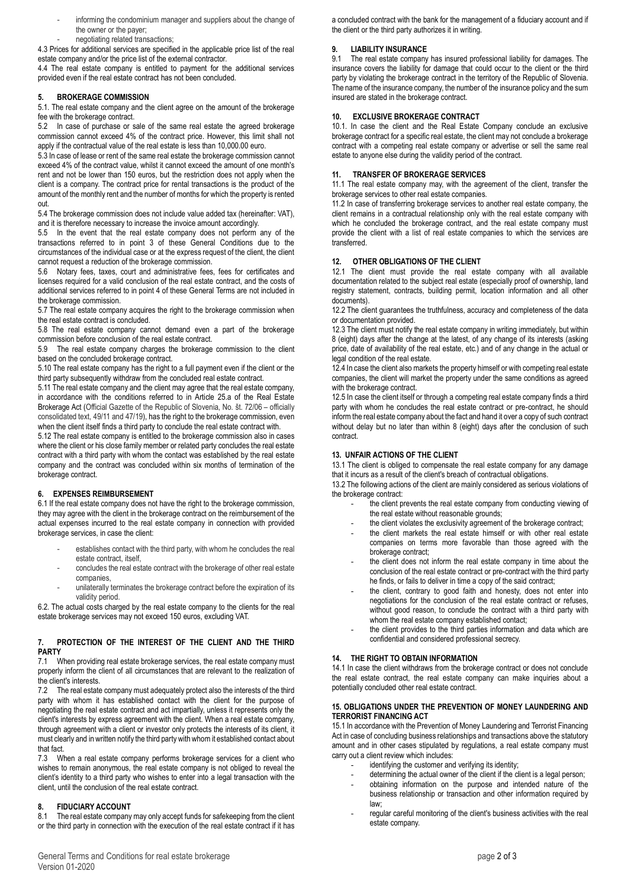- informing the condominium manager and suppliers about the change of the owner or the payer;
- negotiating related transactions;

4.3 Prices for additional services are specified in the applicable price list of the real estate company and/or the price list of the external contractor.

4.4 The real estate company is entitled to payment for the additional services provided even if the real estate contract has not been concluded.

## 5. BROKERAGE COMMISSION

5.1. The real estate company and the client agree on the amount of the brokerage fee with the brokerage contract.

5.2 In case of purchase or sale of the same real estate the agreed brokerage commission cannot exceed 4% of the contract price. However, this limit shall not apply if the contractual value of the real estate is less than 10,000.00 euro.

5.3 In case of lease or rent of the same real estate the brokerage commission cannot exceed 4% of the contract value, whilst it cannot exceed the amount of one month's rent and not be lower than 150 euros, but the restriction does not apply when the client is a company. The contract price for rental transactions is the product of the amount of the monthly rent and the number of months for which the property is rented out.

5.4 The brokerage commission does not include value added tax (hereinafter: VAT), and it is therefore necessary to increase the invoice amount accordingly.

5.5 In the event that the real estate company does not perform any of the transactions referred to in point 3 of these General Conditions due to the circumstances of the individual case or at the express request of the client, the client cannot request a reduction of the brokerage commission.

5.6 Notary fees, taxes, court and administrative fees, fees for certificates and licenses required for a valid conclusion of the real estate contract, and the costs of additional services referred to in point 4 of these General Terms are not included in the brokerage commission.

5.7 The real estate company acquires the right to the brokerage commission when the real estate contract is concluded.

5.8 The real estate company cannot demand even a part of the brokerage commission before conclusion of the real estate contract.

5.9 The real estate company charges the brokerage commission to the client based on the concluded brokerage contract.

5.10 The real estate company has the right to a full payment even if the client or the third party subsequently withdraw from the concluded real estate contract.

5.11 The real estate company and the client may agree that the real estate company, in accordance with the conditions referred to in Article 25.a of the Real Estate Brokerage Act (Official Gazette of the Republic of Slovenia, No. št. 72/06 – officially consolidated text, 49/11 and 47/19), has the right to the brokerage commission, even when the client itself finds a third party to conclude the real estate contract with.

5.12 The real estate company is entitled to the brokerage commission also in cases where the client or his close family member or related party concludes the real estate contract with a third party with whom the contact was established by the real estate company and the contract was concluded within six months of termination of the brokerage contract.

## 6. EXPENSES REIMBURSEMENT

6.1 If the real estate company does not have the right to the brokerage commission, they may agree with the client in the brokerage contract on the reimbursement of the actual expenses incurred to the real estate company in connection with provided brokerage services, in case the client:

- establishes contact with the third party, with whom he concludes the real estate contract, itself,
- concludes the real estate contract with the brokerage of other real estate companies,
- unilaterally terminates the brokerage contract before the expiration of its validity period.

6.2. The actual costs charged by the real estate company to the clients for the real estate brokerage services may not exceed 150 euros, excluding VAT.

## 7. PROTECTION OF THE INTEREST OF THE CLIENT AND THE THIRD PARTY

7.1 When providing real estate brokerage services, the real estate company must properly inform the client of all circumstances that are relevant to the realization of the client's interests.

7.2 The real estate company must adequately protect also the interests of the third party with whom it has established contact with the client for the purpose of negotiating the real estate contract and act impartially, unless it represents only the client's interests by express agreement with the client. When a real estate company, through agreement with a client or investor only protects the interests of its client, it must clearly and in written notify the third party with whom it established contact about that fact.

7.3 When a real estate company performs brokerage services for a client who wishes to remain anonymous, the real estate company is not obliged to reveal the client's identity to a third party who wishes to enter into a legal transaction with the client, until the conclusion of the real estate contract.

## 8. FIDUCIARY ACCOUNT

8.1 The real estate company may only accept funds for safekeeping from the client or the third party in connection with the execution of the real estate contract if it has a concluded contract with the bank for the management of a fiduciary account and if the client or the third party authorizes it in writing.

## 9. LIABILITY INSURANCE

9.1 The real estate company has insured professional liability for damages. The insurance covers the liability for damage that could occur to the client or the third party by violating the brokerage contract in the territory of the Republic of Slovenia. The name of the insurance company, the number of the insurance policy and the sum insured are stated in the brokerage contract.

## 10. EXCLUSIVE BROKERAGE CONTRACT

10.1. In case the client and the Real Estate Company conclude an exclusive brokerage contract for a specific real estate, the client may not conclude a brokerage contract with a competing real estate company or advertise or sell the same real estate to anyone else during the validity period of the contract.

## 11. TRANSFER OF BROKERAGE SERVICES

11.1 The real estate company may, with the agreement of the client, transfer the brokerage services to other real estate companies.

11.2 In case of transferring brokerage services to another real estate company, the client remains in a contractual relationship only with the real estate company with which he concluded the brokerage contract, and the real estate company must provide the client with a list of real estate companies to which the services are transferred.

## 12. OTHER OBLIGATIONS OF THE CLIENT

12.1 The client must provide the real estate company with all available documentation related to the subject real estate (especially proof of ownership, land registry statement, contracts, building permit, location information and all other documents).

12.2 The client guarantees the truthfulness, accuracy and completeness of the data or documentation provided.

12.3 The client must notify the real estate company in writing immediately, but within 8 (eight) days after the change at the latest, of any change of its interests (asking price, date of availability of the real estate, etc.) and of any change in the actual or legal condition of the real estate.

12.4 In case the client also markets the property himself or with competing real estate companies, the client will market the property under the same conditions as agreed with the brokerage contract.

12.5 In case the client itself or through a competing real estate company finds a third party with whom he concludes the real estate contract or pre-contract, he should inform the real estate company about the fact and hand it over a copy of such contract without delay but no later than within 8 (eight) days after the conclusion of such contract.

## 13. UNFAIR ACTIONS OF THE CLIENT

13.1 The client is obliged to compensate the real estate company for any damage that it incurs as a result of the client's breach of contractual obligations.

13.2 The following actions of the client are mainly considered as serious violations of the brokerage contract:

- the client prevents the real estate company from conducting viewing of the real estate without reasonable grounds;
- the client violates the exclusivity agreement of the brokerage contract;
- the client markets the real estate himself or with other real estate companies on terms more favorable than those agreed with the brokerage contract;
- the client does not inform the real estate company in time about the conclusion of the real estate contract or pre-contract with the third party he finds, or fails to deliver in time a copy of the said contract;
- the client, contrary to good faith and honesty, does not enter into negotiations for the conclusion of the real estate contract or refuses, without good reason, to conclude the contract with a third party with whom the real estate company established contact;
- the client provides to the third parties information and data which are confidential and considered professional secrecy.

## 14. THE RIGHT TO OBTAIN INFORMATION

14.1 In case the client withdraws from the brokerage contract or does not conclude the real estate contract, the real estate company can make inquiries about a potentially concluded other real estate contract.

## 15. OBLIGATIONS UNDER THE PREVENTION OF MONEY LAUNDERING AND TERRORIST FINANCING ACT

15.1 In accordance with the Prevention of Money Laundering and Terrorist Financing Act in case of concluding business relationships and transactions above the statutory amount and in other cases stipulated by regulations, a real estate company must carry out a client review which includes:

- identifying the customer and verifying its identity;
- determining the actual owner of the client if the client is a legal person;
- obtaining information on the purpose and intended nature of the business relationship or transaction and other information required by law;
- regular careful monitoring of the client's business activities with the real estate company.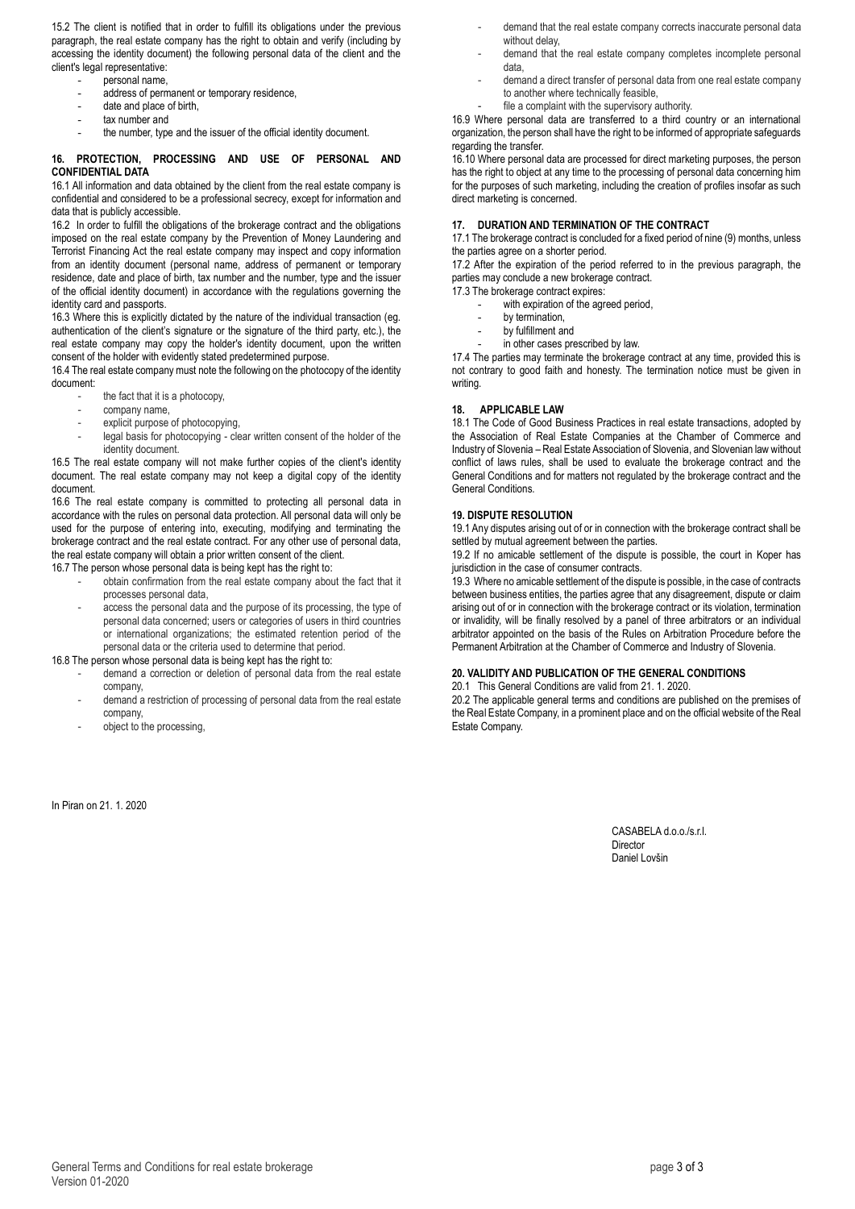15.2 The client is notified that in order to fulfill its obligations under the previous paragraph, the real estate company has the right to obtain and verify (including by accessing the identity document) the following personal data of the client and the client's legal representative:

- personal name,
- address of permanent or temporary residence,
- date and place of birth,
- tax number and
- the number, type and the issuer of the official identity document.

## 16. PROTECTION, PROCESSING AND USE OF PERSONAL AND CONFIDENTIAL DATA

16.1 All information and data obtained by the client from the real estate company is confidential and considered to be a professional secrecy, except for information and data that is publicly accessible.

16.2 In order to fulfill the obligations of the brokerage contract and the obligations imposed on the real estate company by the Prevention of Money Laundering and Terrorist Financing Act the real estate company may inspect and copy information from an identity document (personal name, address of permanent or temporary residence, date and place of birth, tax number and the number, type and the issuer of the official identity document) in accordance with the regulations governing the identity card and passports.

16.3 Where this is explicitly dictated by the nature of the individual transaction (eg. authentication of the client's signature or the signature of the third party, etc.), the real estate company may copy the holder's identity document, upon the written consent of the holder with evidently stated predetermined purpose.

16.4 The real estate company must note the following on the photocopy of the identity document:

- the fact that it is a photocopy,
- company name,
- explicit purpose of photocopying,
- legal basis for photocopying - clear written consent of the holder of the identity document.

16.5 The real estate company will not make further copies of the client's identity document. The real estate company may not keep a digital copy of the identity document.

16.6 The real estate company is committed to protecting all personal data in accordance with the rules on personal data protection. All personal data will only be used for the purpose of entering into, executing, modifying and terminating the brokerage contract and the real estate contract. For any other use of personal data, the real estate company will obtain a prior written consent of the client.

16.7 The person whose personal data is being kept has the right to:

- obtain confirmation from the real estate company about the fact that it processes personal data,
- access the personal data and the purpose of its processing, the type of personal data concerned; users or categories of users in third countries or international organizations; the estimated retention period of the personal data or the criteria used to determine that period.

16.8 The person whose personal data is being kept has the right to:

- demand a correction or deletion of personal data from the real estate company,
- demand a restriction of processing of personal data from the real estate company,
- object to the processing,
- demand that the real estate company corrects inaccurate personal data without delay,
- demand that the real estate company completes incomplete personal data,
- demand a direct transfer of personal data from one real estate company to another where technically feasible,
- file a complaint with the supervisory authority.

16.9 Where personal data are transferred to a third country or an international organization, the person shall have the right to be informed of appropriate safeguards regarding the transfer.

16.10 Where personal data are processed for direct marketing purposes, the person has the right to object at any time to the processing of personal data concerning him for the purposes of such marketing, including the creation of profiles insofar as such direct marketing is concerned.

## 17. DURATION AND TERMINATION OF THE CONTRACT

17.1 The brokerage contract is concluded for a fixed period of nine (9) months, unless the parties agree on a shorter period.

17.2 After the expiration of the period referred to in the previous paragraph, the parties may conclude a new brokerage contract.

17.3 The brokerage contract expires:

- with expiration of the agreed period,
- by termination,
- by fulfillment and
- in other cases prescribed by law.

17.4 The parties may terminate the brokerage contract at any time, provided this is not contrary to good faith and honesty. The termination notice must be given in writing.

## 18. APPLICABLE LAW

18.1 The Code of Good Business Practices in real estate transactions, adopted by the Association of Real Estate Companies at the Chamber of Commerce and Industry of Slovenia – Real Estate Association of Slovenia, and Slovenian law without conflict of laws rules, shall be used to evaluate the brokerage contract and the General Conditions and for matters not regulated by the brokerage contract and the General Conditions.

## 19. DISPUTE RESOLUTION

19.1 Any disputes arising out of or in connection with the brokerage contract shall be settled by mutual agreement between the parties.

19.2 If no amicable settlement of the dispute is possible, the court in Koper has jurisdiction in the case of consumer contracts.

19.3 Where no amicable settlement of the dispute is possible, in the case of contracts between business entities, the parties agree that any disagreement, dispute or claim arising out of or in connection with the brokerage contract or its violation, termination or invalidity, will be finally resolved by a panel of three arbitrators or an individual arbitrator appointed on the basis of the Rules on Arbitration Procedure before the Permanent Arbitration at the Chamber of Commerce and Industry of Slovenia.

## 20. VALIDITY AND PUBLICATION OF THE GENERAL CONDITIONS

20.1 This General Conditions are valid from 21. 1. 2020.

20.2 The applicable general terms and conditions are published on the premises of the Real Estate Company, in a prominent place and on the official website of the Real Estate Company.

In Piran on 21. 1. 2020

CASABELA d.o.o./s.r.l.
Director
Daniel Lovšin